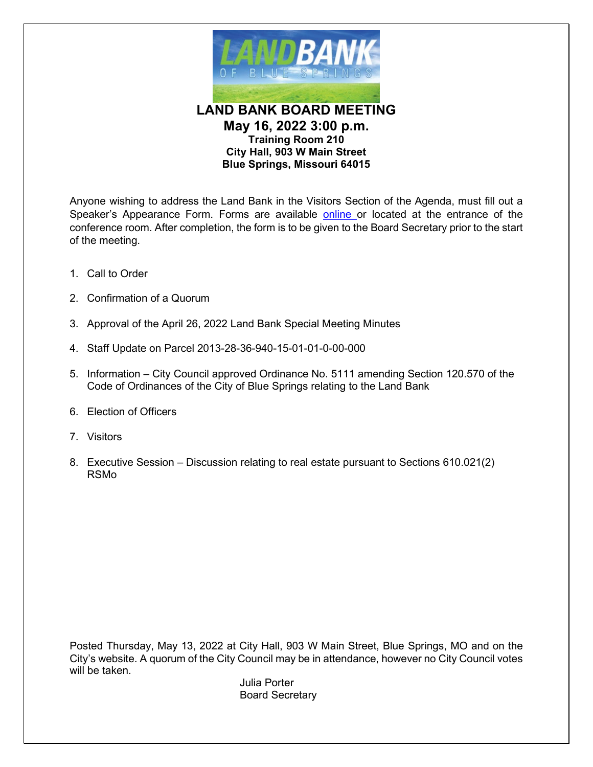# LAND BANK BOARD MEETING

## May 16, 2022 3:00 p.m.

**Training Room 210**
**City Hall, 903 W Main Street**
**Blue Springs, Missouri 64015**

Anyone wishing to address the Land Bank in the Visitors Section of the Agenda, must fill out a Speaker's Appearance Form. Forms are available online or located at the entrance of the conference room. After completion, the form is to be given to the Board Secretary prior to the start of the meeting.

1. Call to Order
2. Confirmation of a Quorum
3. Approval of the April 26, 2022 Land Bank Special Meeting Minutes
4. Staff Update on Parcel 2013-28-36-940-15-01-01-0-00-000
5. Information – City Council approved Ordinance No. 5111 amending Section 120.570 of the Code of Ordinances of the City of Blue Springs relating to the Land Bank
6. Election of Officers
7. Visitors
8. Executive Session – Discussion relating to real estate pursuant to Sections 610.021(2) RSMo

Posted Thursday, May 13, 2022 at City Hall, 903 W Main Street, Blue Springs, MO and on the City's website. A quorum of the City Council may be in attendance, however no City Council votes will be taken.

Julia Porter
Board Secretary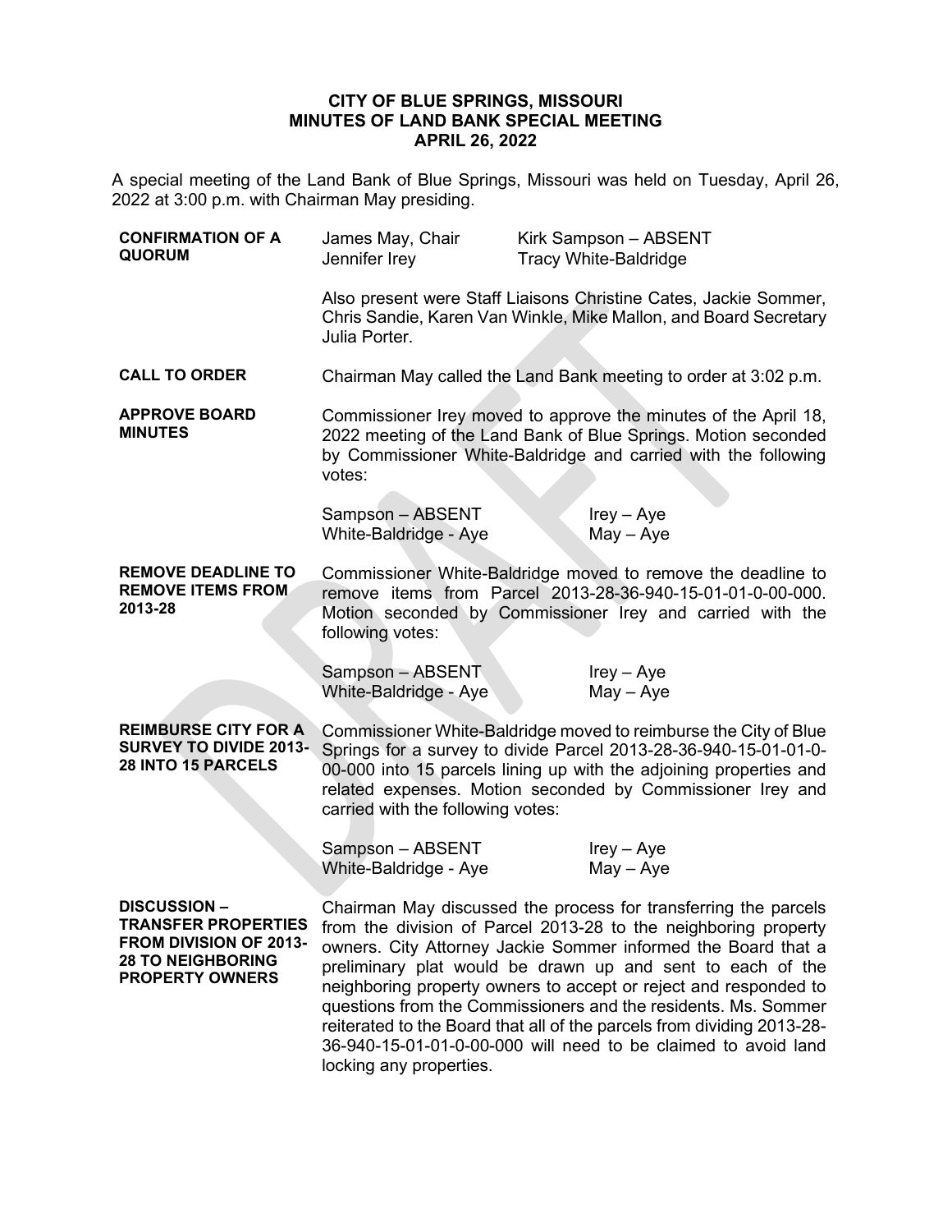**CITY OF BLUE SPRINGS, MISSOURI**
**MINUTES OF LAND BANK SPECIAL MEETING**
**APRIL 26, 2022**

A special meeting of the Land Bank of Blue Springs, Missouri was held on Tuesday, April 26, 2022 at 3:00 p.m. with Chairman May presiding.

**CONFIRMATION OF A QUORUM**

| | |
|---|---|
| James May, Chair | Kirk Sampson – ABSENT |
| Jennifer Irey | Tracy White-Baldridge |

Also present were Staff Liaisons Christine Cates, Jackie Sommer, Chris Sandie, Karen Van Winkle, Mike Mallon, and Board Secretary Julia Porter.

**CALL TO ORDER**

Chairman May called the Land Bank meeting to order at 3:02 p.m.

**APPROVE BOARD MINUTES**

Commissioner Irey moved to approve the minutes of the April 18, 2022 meeting of the Land Bank of Blue Springs. Motion seconded by Commissioner White-Baldridge and carried with the following votes:

| | |
|---|---|
| Sampson – ABSENT | Irey – Aye |
| White-Baldridge - Aye | May – Aye |

**REMOVE DEADLINE TO REMOVE ITEMS FROM 2013-28**

Commissioner White-Baldridge moved to remove the deadline to remove items from Parcel 2013-28-36-940-15-01-01-0-00-000. Motion seconded by Commissioner Irey and carried with the following votes:

| | |
|---|---|
| Sampson – ABSENT | Irey – Aye |
| White-Baldridge - Aye | May – Aye |

**REIMBURSE CITY FOR A SURVEY TO DIVIDE 2013-28 INTO 15 PARCELS**

Commissioner White-Baldridge moved to reimburse the City of Blue Springs for a survey to divide Parcel 2013-28-36-940-15-01-01-0-00-000 into 15 parcels lining up with the adjoining properties and related expenses. Motion seconded by Commissioner Irey and carried with the following votes:

| | |
|---|---|
| Sampson – ABSENT | Irey – Aye |
| White-Baldridge - Aye | May – Aye |

**DISCUSSION – TRANSFER PROPERTIES FROM DIVISION OF 2013-28 TO NEIGHBORING PROPERTY OWNERS**

Chairman May discussed the process for transferring the parcels from the division of Parcel 2013-28 to the neighboring property owners. City Attorney Jackie Sommer informed the Board that a preliminary plat would be drawn up and sent to each of the neighboring property owners to accept or reject and responded to questions from the Commissioners and the residents. Ms. Sommer reiterated to the Board that all of the parcels from dividing 2013-28-36-940-15-01-01-0-00-000 will need to be claimed to avoid land locking any properties.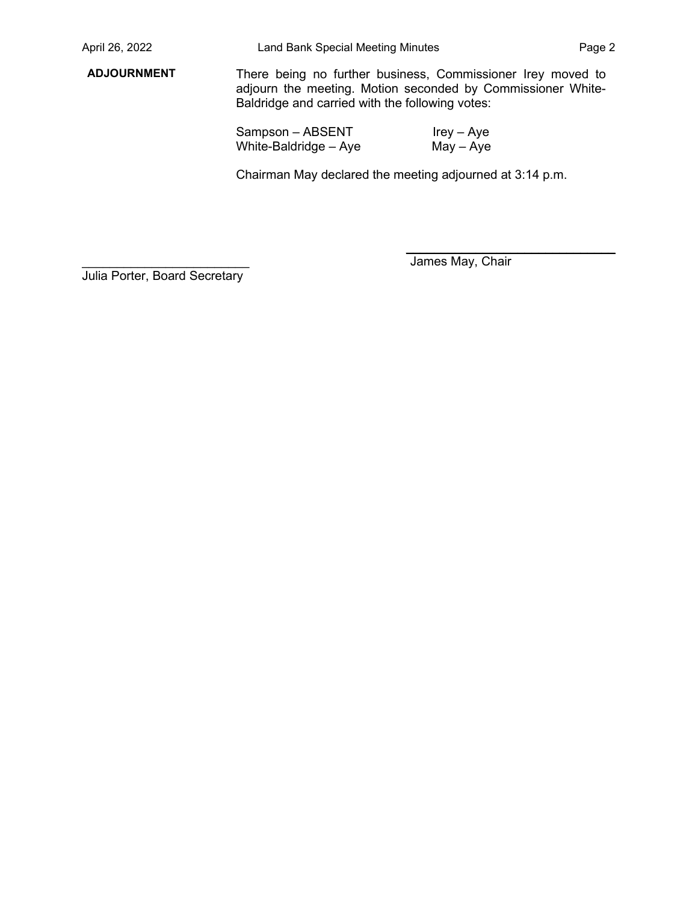**ADJOURNMENT**

There being no further business, Commissioner Irey moved to adjourn the meeting. Motion seconded by Commissioner White-Baldridge and carried with the following votes:

| | |
|---|---|
| Sampson – ABSENT | Irey – Aye |
| White-Baldridge – Aye | May – Aye |

Chairman May declared the meeting adjourned at 3:14 p.m.

________________________
Julia Porter, Board Secretary

________________________
James May, Chair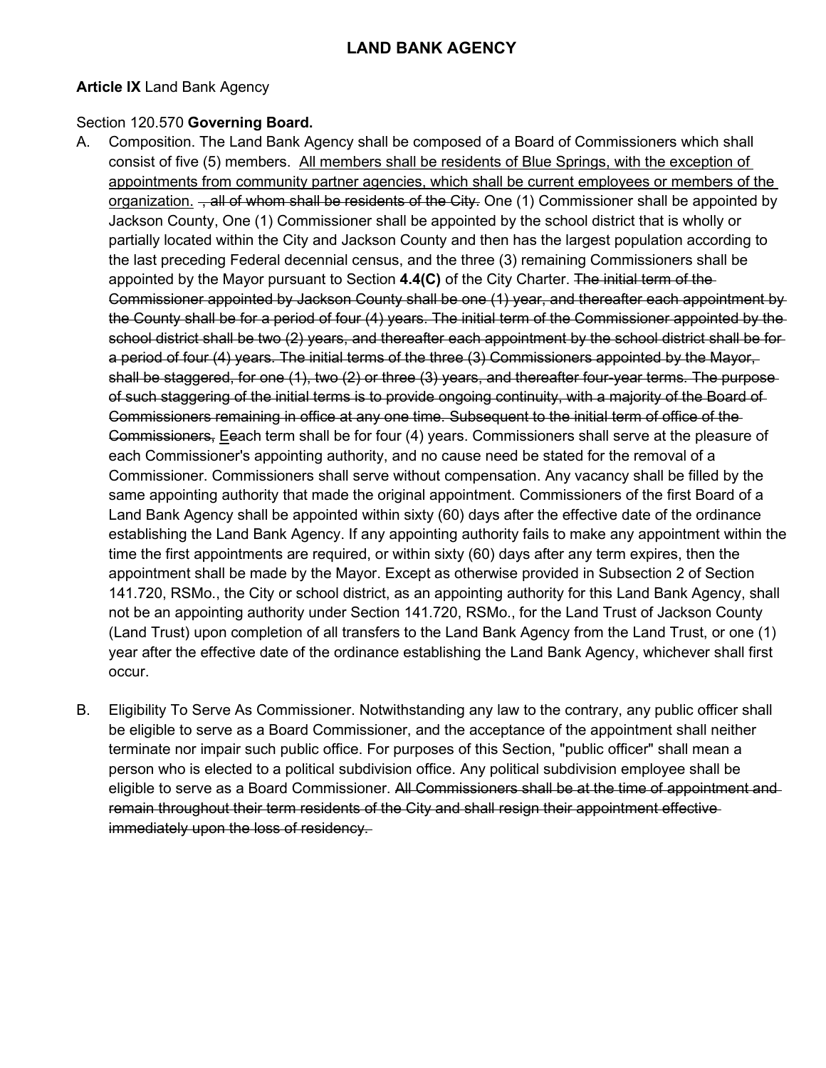# LAND BANK AGENCY

**Article IX** Land Bank Agency

Section 120.570 **Governing Board.**

A. Composition. The Land Bank Agency shall be composed of a Board of Commissioners which shall consist of five (5) members. <u>All members shall be residents of Blue Springs, with the exception of appointments from community partner agencies, which shall be current employees or members of the organization.</u> ~~, all of whom shall be residents of the City.~~ One (1) Commissioner shall be appointed by Jackson County, One (1) Commissioner shall be appointed by the school district that is wholly or partially located within the City and Jackson County and then has the largest population according to the last preceding Federal decennial census, and the three (3) remaining Commissioners shall be appointed by the Mayor pursuant to Section **4.4(C)** of the City Charter. ~~The initial term of the Commissioner appointed by Jackson County shall be one (1) year, and thereafter each appointment by the County shall be for a period of four (4) years. The initial term of the Commissioner appointed by the school district shall be two (2) years, and thereafter each appointment by the school district shall be for a period of four (4) years. The initial terms of the three (3) Commissioners appointed by the Mayor, shall be staggered, for one (1), two (2) or three (3) years, and thereafter four-year terms. The purpose of such staggering of the initial terms is to provide ongoing continuity, with a majority of the Board of Commissioners remaining in office at any one time. Subsequent to the initial term of office of the Commissioners,~~ <u>E</u>~~e~~ach term shall be for four (4) years. Commissioners shall serve at the pleasure of each Commissioner's appointing authority, and no cause need be stated for the removal of a Commissioner. Commissioners shall serve without compensation. Any vacancy shall be filled by the same appointing authority that made the original appointment. Commissioners of the first Board of a Land Bank Agency shall be appointed within sixty (60) days after the effective date of the ordinance establishing the Land Bank Agency. If any appointing authority fails to make any appointment within the time the first appointments are required, or within sixty (60) days after any term expires, then the appointment shall be made by the Mayor. Except as otherwise provided in Subsection 2 of Section 141.720, RSMo., the City or school district, as an appointing authority for this Land Bank Agency, shall not be an appointing authority under Section 141.720, RSMo., for the Land Trust of Jackson County (Land Trust) upon completion of all transfers to the Land Bank Agency from the Land Trust, or one (1) year after the effective date of the ordinance establishing the Land Bank Agency, whichever shall first occur.

B. Eligibility To Serve As Commissioner. Notwithstanding any law to the contrary, any public officer shall be eligible to serve as a Board Commissioner, and the acceptance of the appointment shall neither terminate nor impair such public office. For purposes of this Section, "public officer" shall mean a person who is elected to a political subdivision office. Any political subdivision employee shall be eligible to serve as a Board Commissioner. ~~All Commissioners shall be at the time of appointment and remain throughout their term residents of the City and shall resign their appointment effective immediately upon the loss of residency.~~